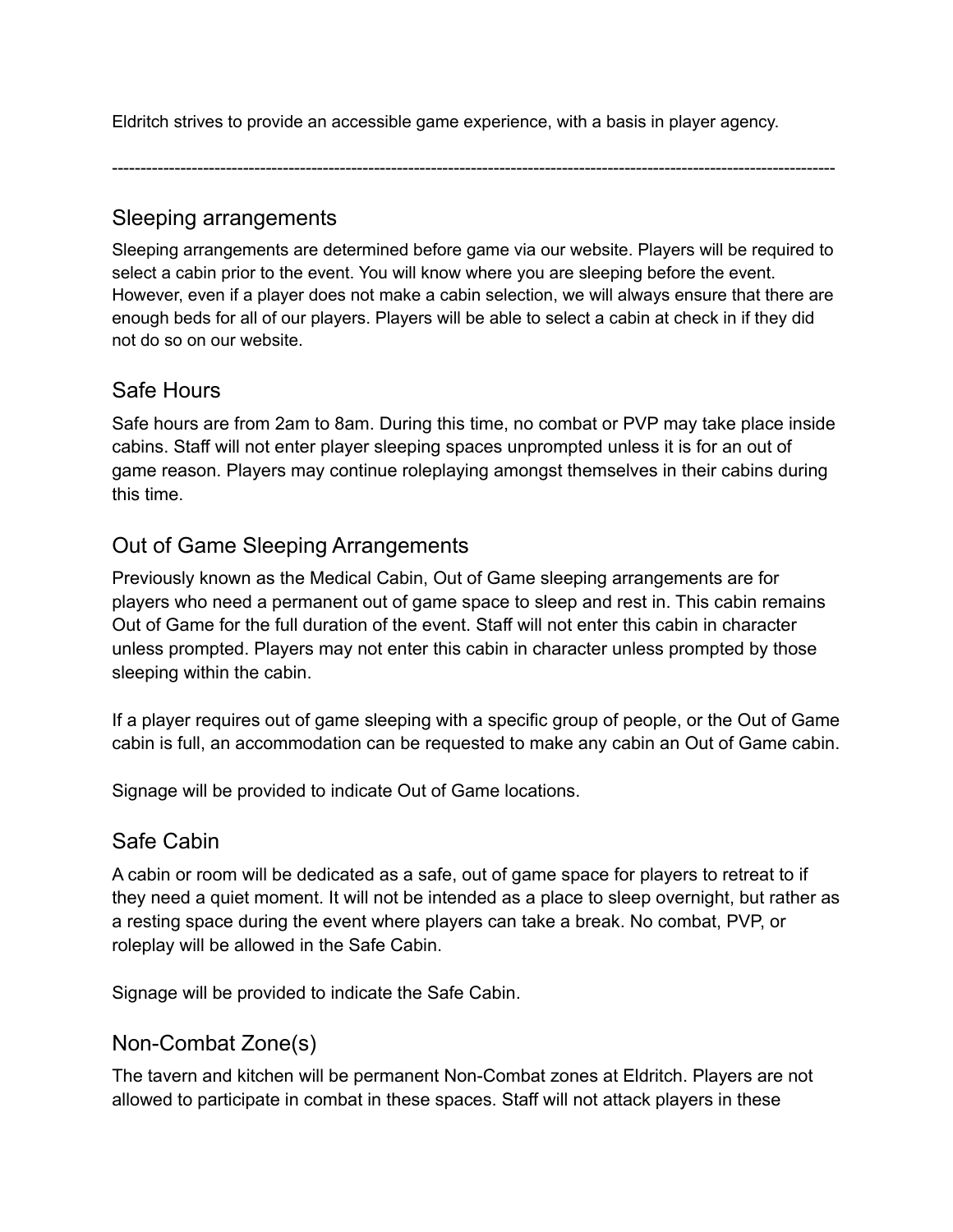Eldritch strives to provide an accessible game experience, with a basis in player agency.

---

## Sleeping arrangements

Sleeping arrangements are determined before game via our website. Players will be required to select a cabin prior to the event. You will know where you are sleeping before the event. However, even if a player does not make a cabin selection, we will always ensure that there are enough beds for all of our players. Players will be able to select a cabin at check in if they did not do so on our website.

## Safe Hours

Safe hours are from 2am to 8am. During this time, no combat or PVP may take place inside cabins. Staff will not enter player sleeping spaces unprompted unless it is for an out of game reason. Players may continue roleplaying amongst themselves in their cabins during this time.

## Out of Game Sleeping Arrangements

Previously known as the Medical Cabin, Out of Game sleeping arrangements are for players who need a permanent out of game space to sleep and rest in. This cabin remains Out of Game for the full duration of the event. Staff will not enter this cabin in character unless prompted. Players may not enter this cabin in character unless prompted by those sleeping within the cabin.

If a player requires out of game sleeping with a specific group of people, or the Out of Game cabin is full, an accommodation can be requested to make any cabin an Out of Game cabin.

Signage will be provided to indicate Out of Game locations.

## Safe Cabin

A cabin or room will be dedicated as a safe, out of game space for players to retreat to if they need a quiet moment. It will not be intended as a place to sleep overnight, but rather as a resting space during the event where players can take a break. No combat, PVP, or roleplay will be allowed in the Safe Cabin.

Signage will be provided to indicate the Safe Cabin.

## Non-Combat Zone(s)

The tavern and kitchen will be permanent Non-Combat zones at Eldritch. Players are not allowed to participate in combat in these spaces. Staff will not attack players in these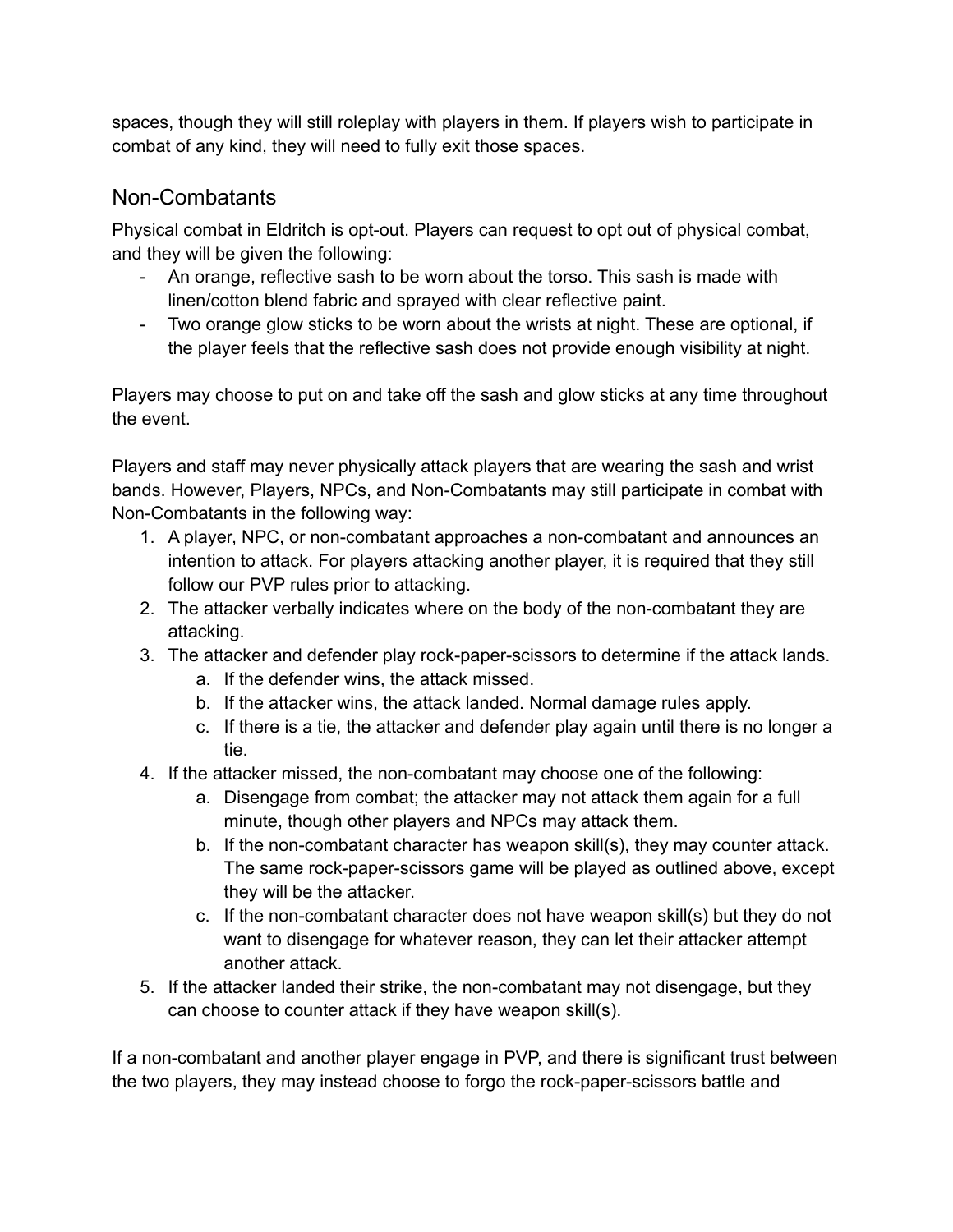spaces, though they will still roleplay with players in them. If players wish to participate in combat of any kind, they will need to fully exit those spaces.

## Non-Combatants

Physical combat in Eldritch is opt-out. Players can request to opt out of physical combat, and they will be given the following:

- An orange, reflective sash to be worn about the torso. This sash is made with linen/cotton blend fabric and sprayed with clear reflective paint.
- Two orange glow sticks to be worn about the wrists at night. These are optional, if the player feels that the reflective sash does not provide enough visibility at night.

Players may choose to put on and take off the sash and glow sticks at any time throughout the event.

Players and staff may never physically attack players that are wearing the sash and wrist bands. However, Players, NPCs, and Non-Combatants may still participate in combat with Non-Combatants in the following way:

1. A player, NPC, or non-combatant approaches a non-combatant and announces an intention to attack. For players attacking another player, it is required that they still follow our PVP rules prior to attacking.
2. The attacker verbally indicates where on the body of the non-combatant they are attacking.
3. The attacker and defender play rock-paper-scissors to determine if the attack lands.
    a. If the defender wins, the attack missed.
    b. If the attacker wins, the attack landed. Normal damage rules apply.
    c. If there is a tie, the attacker and defender play again until there is no longer a tie.
4. If the attacker missed, the non-combatant may choose one of the following:
    a. Disengage from combat; the attacker may not attack them again for a full minute, though other players and NPCs may attack them.
    b. If the non-combatant character has weapon skill(s), they may counter attack. The same rock-paper-scissors game will be played as outlined above, except they will be the attacker.
    c. If the non-combatant character does not have weapon skill(s) but they do not want to disengage for whatever reason, they can let their attacker attempt another attack.
5. If the attacker landed their strike, the non-combatant may not disengage, but they can choose to counter attack if they have weapon skill(s).

If a non-combatant and another player engage in PVP, and there is significant trust between the two players, they may instead choose to forgo the rock-paper-scissors battle and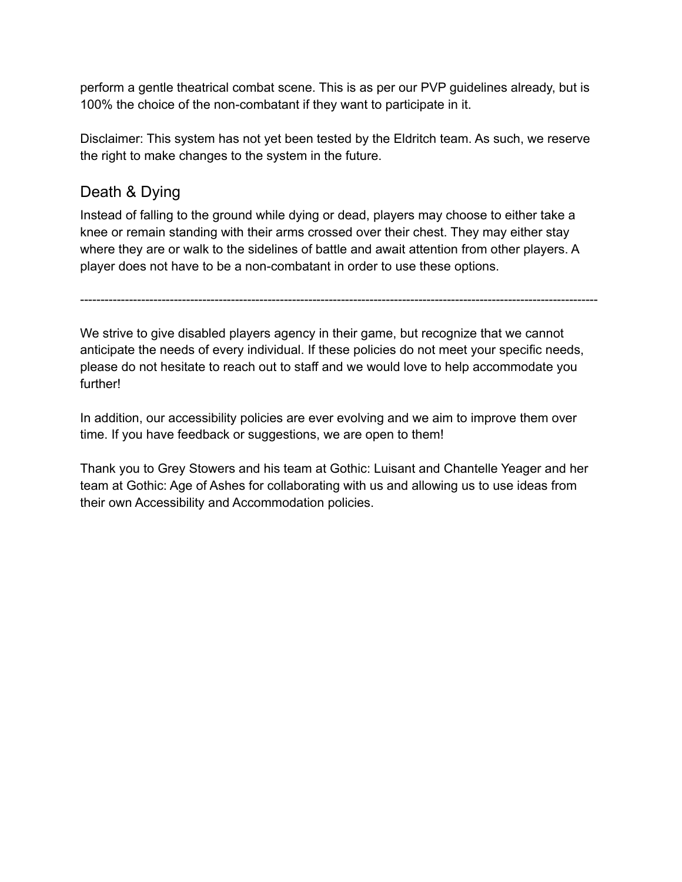perform a gentle theatrical combat scene. This is as per our PVP guidelines already, but is 100% the choice of the non-combatant if they want to participate in it.

Disclaimer: This system has not yet been tested by the Eldritch team. As such, we reserve the right to make changes to the system in the future.

## Death & Dying

Instead of falling to the ground while dying or dead, players may choose to either take a knee or remain standing with their arms crossed over their chest. They may either stay where they are or walk to the sidelines of battle and await attention from other players. A player does not have to be a non-combatant in order to use these options.

---

We strive to give disabled players agency in their game, but recognize that we cannot anticipate the needs of every individual. If these policies do not meet your specific needs, please do not hesitate to reach out to staff and we would love to help accommodate you further!

In addition, our accessibility policies are ever evolving and we aim to improve them over time. If you have feedback or suggestions, we are open to them!

Thank you to Grey Stowers and his team at Gothic: Luisant and Chantelle Yeager and her team at Gothic: Age of Ashes for collaborating with us and allowing us to use ideas from their own Accessibility and Accommodation policies.